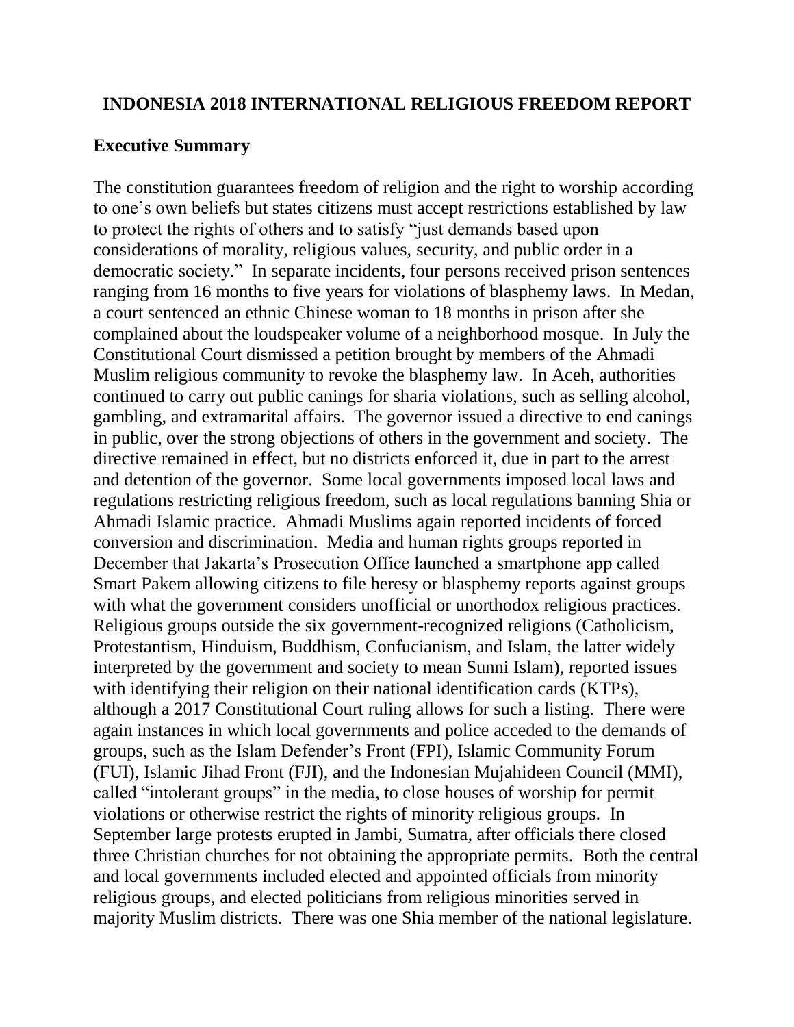# INDONESIA 2018 INTERNATIONAL RELIGIOUS FREEDOM REPORT

## Executive Summary

The constitution guarantees freedom of religion and the right to worship according to one's own beliefs but states citizens must accept restrictions established by law to protect the rights of others and to satisfy "just demands based upon considerations of morality, religious values, security, and public order in a democratic society." In separate incidents, four persons received prison sentences ranging from 16 months to five years for violations of blasphemy laws. In Medan, a court sentenced an ethnic Chinese woman to 18 months in prison after she complained about the loudspeaker volume of a neighborhood mosque. In July the Constitutional Court dismissed a petition brought by members of the Ahmadi Muslim religious community to revoke the blasphemy law. In Aceh, authorities continued to carry out public canings for sharia violations, such as selling alcohol, gambling, and extramarital affairs. The governor issued a directive to end canings in public, over the strong objections of others in the government and society. The directive remained in effect, but no districts enforced it, due in part to the arrest and detention of the governor. Some local governments imposed local laws and regulations restricting religious freedom, such as local regulations banning Shia or Ahmadi Islamic practice. Ahmadi Muslims again reported incidents of forced conversion and discrimination. Media and human rights groups reported in December that Jakarta's Prosecution Office launched a smartphone app called Smart Pakem allowing citizens to file heresy or blasphemy reports against groups with what the government considers unofficial or unorthodox religious practices. Religious groups outside the six government-recognized religions (Catholicism, Protestantism, Hinduism, Buddhism, Confucianism, and Islam, the latter widely interpreted by the government and society to mean Sunni Islam), reported issues with identifying their religion on their national identification cards (KTPs), although a 2017 Constitutional Court ruling allows for such a listing. There were again instances in which local governments and police acceded to the demands of groups, such as the Islam Defender's Front (FPI), Islamic Community Forum (FUI), Islamic Jihad Front (FJI), and the Indonesian Mujahideen Council (MMI), called "intolerant groups" in the media, to close houses of worship for permit violations or otherwise restrict the rights of minority religious groups. In September large protests erupted in Jambi, Sumatra, after officials there closed three Christian churches for not obtaining the appropriate permits. Both the central and local governments included elected and appointed officials from minority religious groups, and elected politicians from religious minorities served in majority Muslim districts. There was one Shia member of the national legislature.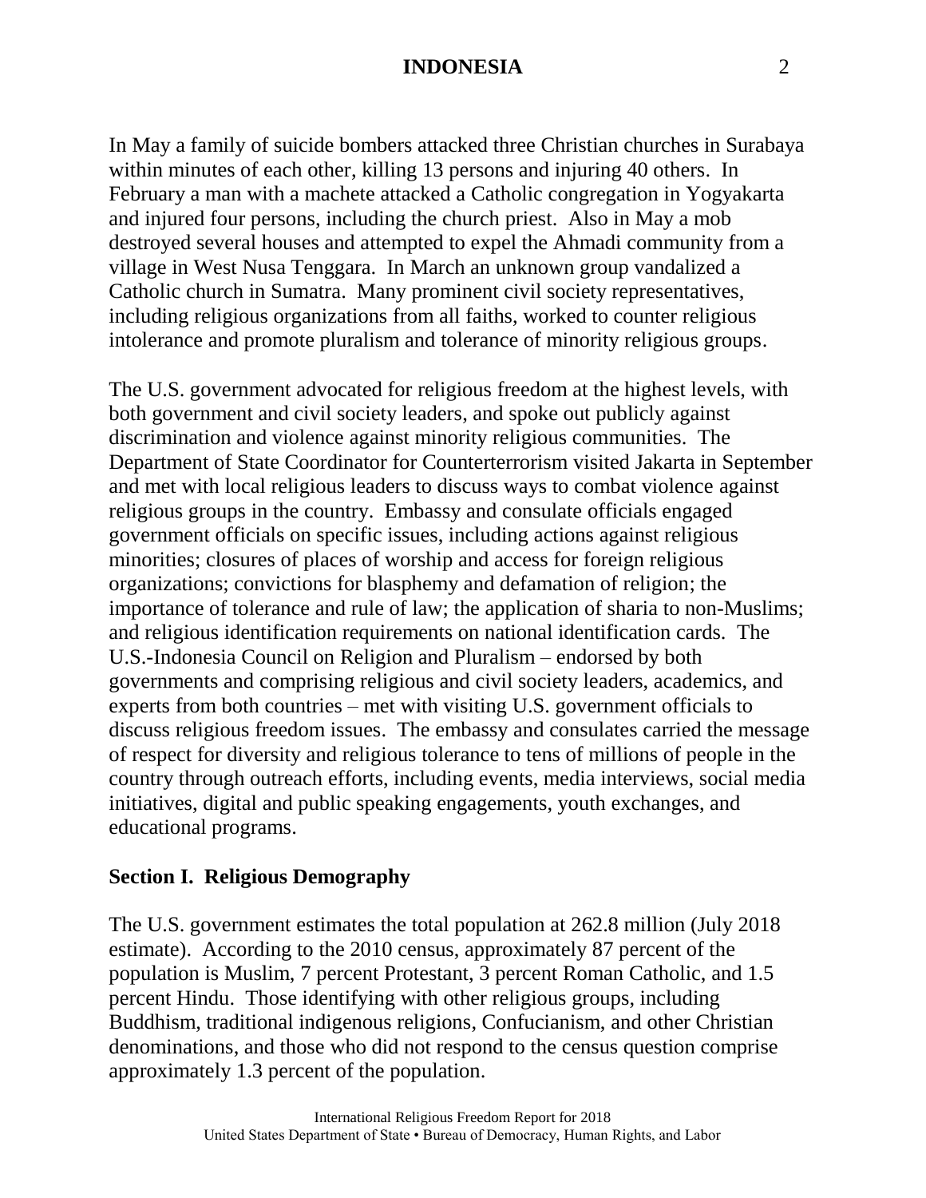In May a family of suicide bombers attacked three Christian churches in Surabaya within minutes of each other, killing 13 persons and injuring 40 others. In February a man with a machete attacked a Catholic congregation in Yogyakarta and injured four persons, including the church priest. Also in May a mob destroyed several houses and attempted to expel the Ahmadi community from a village in West Nusa Tenggara. In March an unknown group vandalized a Catholic church in Sumatra. Many prominent civil society representatives, including religious organizations from all faiths, worked to counter religious intolerance and promote pluralism and tolerance of minority religious groups.

The U.S. government advocated for religious freedom at the highest levels, with both government and civil society leaders, and spoke out publicly against discrimination and violence against minority religious communities. The Department of State Coordinator for Counterterrorism visited Jakarta in September and met with local religious leaders to discuss ways to combat violence against religious groups in the country. Embassy and consulate officials engaged government officials on specific issues, including actions against religious minorities; closures of places of worship and access for foreign religious organizations; convictions for blasphemy and defamation of religion; the importance of tolerance and rule of law; the application of sharia to non-Muslims; and religious identification requirements on national identification cards. The U.S.-Indonesia Council on Religion and Pluralism – endorsed by both governments and comprising religious and civil society leaders, academics, and experts from both countries – met with visiting U.S. government officials to discuss religious freedom issues. The embassy and consulates carried the message of respect for diversity and religious tolerance to tens of millions of people in the country through outreach efforts, including events, media interviews, social media initiatives, digital and public speaking engagements, youth exchanges, and educational programs.

## Section I. Religious Demography

The U.S. government estimates the total population at 262.8 million (July 2018 estimate). According to the 2010 census, approximately 87 percent of the population is Muslim, 7 percent Protestant, 3 percent Roman Catholic, and 1.5 percent Hindu. Those identifying with other religious groups, including Buddhism, traditional indigenous religions, Confucianism, and other Christian denominations, and those who did not respond to the census question comprise approximately 1.3 percent of the population.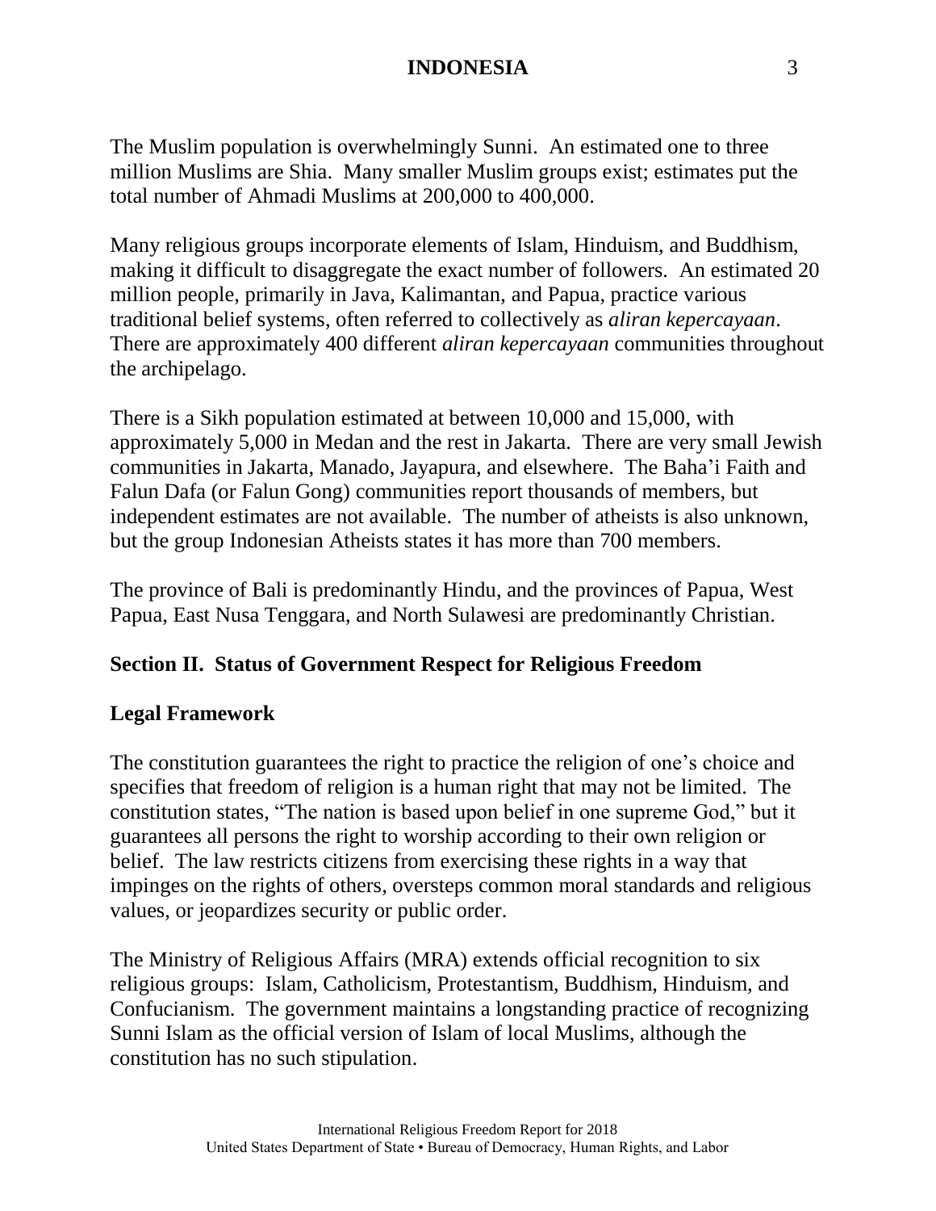The Muslim population is overwhelmingly Sunni. An estimated one to three million Muslims are Shia. Many smaller Muslim groups exist; estimates put the total number of Ahmadi Muslims at 200,000 to 400,000.

Many religious groups incorporate elements of Islam, Hinduism, and Buddhism, making it difficult to disaggregate the exact number of followers. An estimated 20 million people, primarily in Java, Kalimantan, and Papua, practice various traditional belief systems, often referred to collectively as *aliran kepercayaan*. There are approximately 400 different *aliran kepercayaan* communities throughout the archipelago.

There is a Sikh population estimated at between 10,000 and 15,000, with approximately 5,000 in Medan and the rest in Jakarta. There are very small Jewish communities in Jakarta, Manado, Jayapura, and elsewhere. The Baha'i Faith and Falun Dafa (or Falun Gong) communities report thousands of members, but independent estimates are not available. The number of atheists is also unknown, but the group Indonesian Atheists states it has more than 700 members.

The province of Bali is predominantly Hindu, and the provinces of Papua, West Papua, East Nusa Tenggara, and North Sulawesi are predominantly Christian.

## Section II. Status of Government Respect for Religious Freedom

### Legal Framework

The constitution guarantees the right to practice the religion of one's choice and specifies that freedom of religion is a human right that may not be limited. The constitution states, "The nation is based upon belief in one supreme God," but it guarantees all persons the right to worship according to their own religion or belief. The law restricts citizens from exercising these rights in a way that impinges on the rights of others, oversteps common moral standards and religious values, or jeopardizes security or public order.

The Ministry of Religious Affairs (MRA) extends official recognition to six religious groups: Islam, Catholicism, Protestantism, Buddhism, Hinduism, and Confucianism. The government maintains a longstanding practice of recognizing Sunni Islam as the official version of Islam of local Muslims, although the constitution has no such stipulation.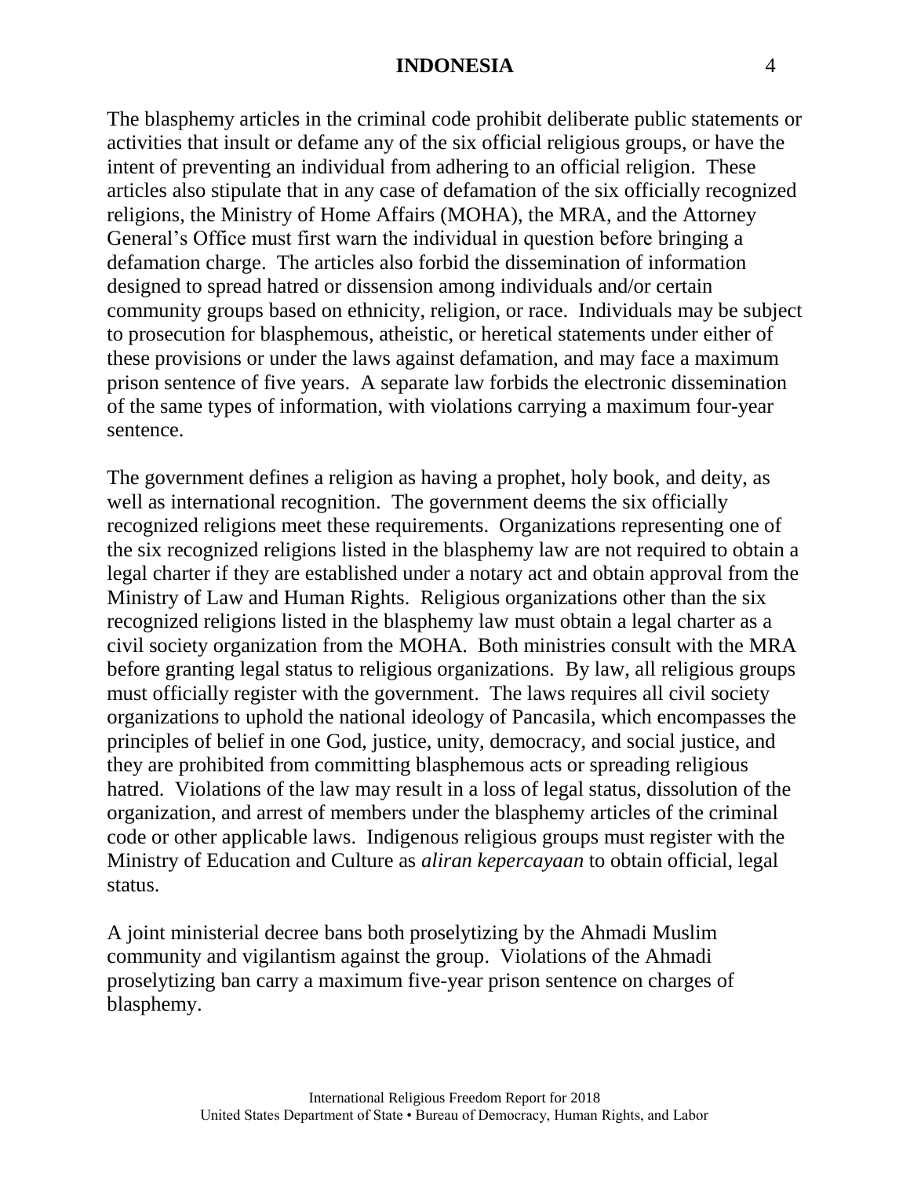The blasphemy articles in the criminal code prohibit deliberate public statements or activities that insult or defame any of the six official religious groups, or have the intent of preventing an individual from adhering to an official religion. These articles also stipulate that in any case of defamation of the six officially recognized religions, the Ministry of Home Affairs (MOHA), the MRA, and the Attorney General's Office must first warn the individual in question before bringing a defamation charge. The articles also forbid the dissemination of information designed to spread hatred or dissension among individuals and/or certain community groups based on ethnicity, religion, or race. Individuals may be subject to prosecution for blasphemous, atheistic, or heretical statements under either of these provisions or under the laws against defamation, and may face a maximum prison sentence of five years. A separate law forbids the electronic dissemination of the same types of information, with violations carrying a maximum four-year sentence.

The government defines a religion as having a prophet, holy book, and deity, as well as international recognition. The government deems the six officially recognized religions meet these requirements. Organizations representing one of the six recognized religions listed in the blasphemy law are not required to obtain a legal charter if they are established under a notary act and obtain approval from the Ministry of Law and Human Rights. Religious organizations other than the six recognized religions listed in the blasphemy law must obtain a legal charter as a civil society organization from the MOHA. Both ministries consult with the MRA before granting legal status to religious organizations. By law, all religious groups must officially register with the government. The laws requires all civil society organizations to uphold the national ideology of Pancasila, which encompasses the principles of belief in one God, justice, unity, democracy, and social justice, and they are prohibited from committing blasphemous acts or spreading religious hatred. Violations of the law may result in a loss of legal status, dissolution of the organization, and arrest of members under the blasphemy articles of the criminal code or other applicable laws. Indigenous religious groups must register with the Ministry of Education and Culture as *aliran kepercayaan* to obtain official, legal status.

A joint ministerial decree bans both proselytizing by the Ahmadi Muslim community and vigilantism against the group. Violations of the Ahmadi proselytizing ban carry a maximum five-year prison sentence on charges of blasphemy.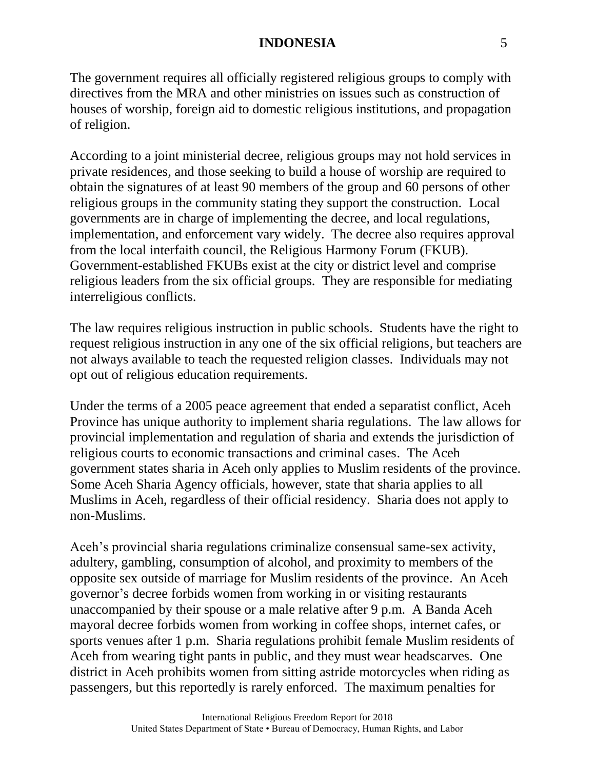The government requires all officially registered religious groups to comply with directives from the MRA and other ministries on issues such as construction of houses of worship, foreign aid to domestic religious institutions, and propagation of religion.

According to a joint ministerial decree, religious groups may not hold services in private residences, and those seeking to build a house of worship are required to obtain the signatures of at least 90 members of the group and 60 persons of other religious groups in the community stating they support the construction. Local governments are in charge of implementing the decree, and local regulations, implementation, and enforcement vary widely. The decree also requires approval from the local interfaith council, the Religious Harmony Forum (FKUB). Government-established FKUBs exist at the city or district level and comprise religious leaders from the six official groups. They are responsible for mediating interreligious conflicts.

The law requires religious instruction in public schools. Students have the right to request religious instruction in any one of the six official religions, but teachers are not always available to teach the requested religion classes. Individuals may not opt out of religious education requirements.

Under the terms of a 2005 peace agreement that ended a separatist conflict, Aceh Province has unique authority to implement sharia regulations. The law allows for provincial implementation and regulation of sharia and extends the jurisdiction of religious courts to economic transactions and criminal cases. The Aceh government states sharia in Aceh only applies to Muslim residents of the province. Some Aceh Sharia Agency officials, however, state that sharia applies to all Muslims in Aceh, regardless of their official residency. Sharia does not apply to non-Muslims.

Aceh's provincial sharia regulations criminalize consensual same-sex activity, adultery, gambling, consumption of alcohol, and proximity to members of the opposite sex outside of marriage for Muslim residents of the province. An Aceh governor's decree forbids women from working in or visiting restaurants unaccompanied by their spouse or a male relative after 9 p.m. A Banda Aceh mayoral decree forbids women from working in coffee shops, internet cafes, or sports venues after 1 p.m. Sharia regulations prohibit female Muslim residents of Aceh from wearing tight pants in public, and they must wear headscarves. One district in Aceh prohibits women from sitting astride motorcycles when riding as passengers, but this reportedly is rarely enforced. The maximum penalties for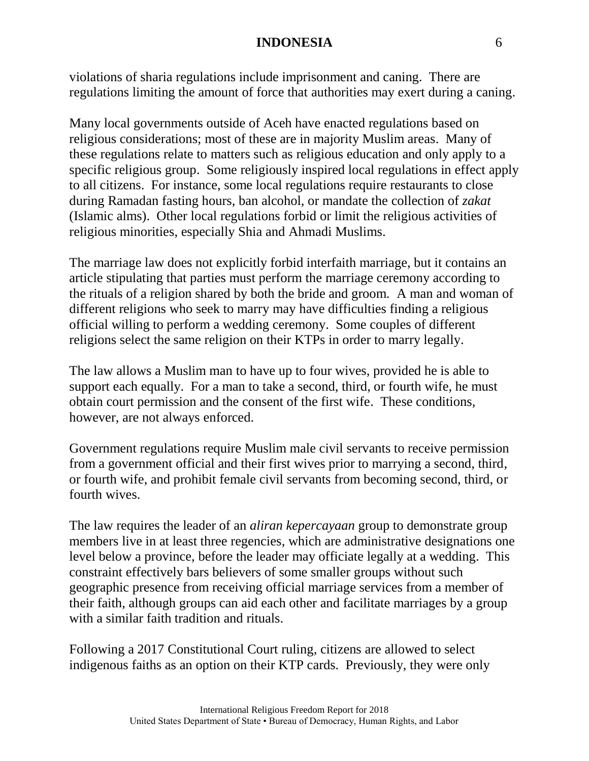violations of sharia regulations include imprisonment and caning. There are regulations limiting the amount of force that authorities may exert during a caning.

Many local governments outside of Aceh have enacted regulations based on religious considerations; most of these are in majority Muslim areas. Many of these regulations relate to matters such as religious education and only apply to a specific religious group. Some religiously inspired local regulations in effect apply to all citizens. For instance, some local regulations require restaurants to close during Ramadan fasting hours, ban alcohol, or mandate the collection of *zakat* (Islamic alms). Other local regulations forbid or limit the religious activities of religious minorities, especially Shia and Ahmadi Muslims.

The marriage law does not explicitly forbid interfaith marriage, but it contains an article stipulating that parties must perform the marriage ceremony according to the rituals of a religion shared by both the bride and groom. A man and woman of different religions who seek to marry may have difficulties finding a religious official willing to perform a wedding ceremony. Some couples of different religions select the same religion on their KTPs in order to marry legally.

The law allows a Muslim man to have up to four wives, provided he is able to support each equally. For a man to take a second, third, or fourth wife, he must obtain court permission and the consent of the first wife. These conditions, however, are not always enforced.

Government regulations require Muslim male civil servants to receive permission from a government official and their first wives prior to marrying a second, third, or fourth wife, and prohibit female civil servants from becoming second, third, or fourth wives.

The law requires the leader of an *aliran kepercayaan* group to demonstrate group members live in at least three regencies, which are administrative designations one level below a province, before the leader may officiate legally at a wedding. This constraint effectively bars believers of some smaller groups without such geographic presence from receiving official marriage services from a member of their faith, although groups can aid each other and facilitate marriages by a group with a similar faith tradition and rituals.

Following a 2017 Constitutional Court ruling, citizens are allowed to select indigenous faiths as an option on their KTP cards. Previously, they were only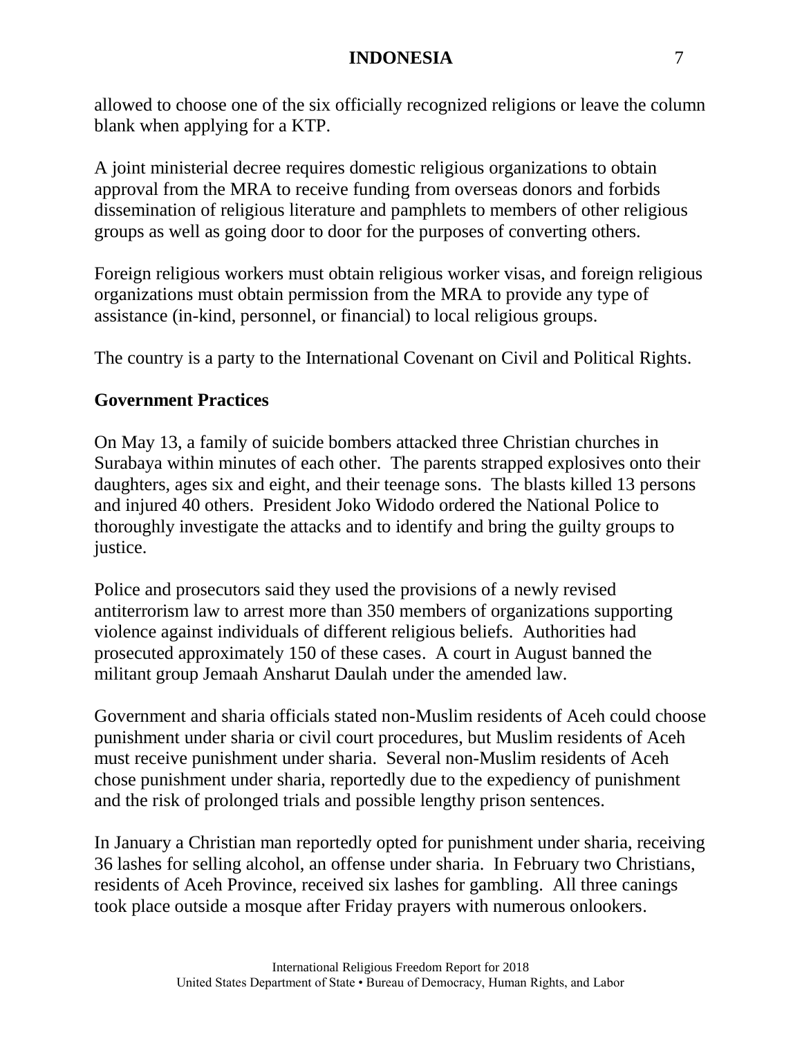allowed to choose one of the six officially recognized religions or leave the column blank when applying for a KTP.

A joint ministerial decree requires domestic religious organizations to obtain approval from the MRA to receive funding from overseas donors and forbids dissemination of religious literature and pamphlets to members of other religious groups as well as going door to door for the purposes of converting others.

Foreign religious workers must obtain religious worker visas, and foreign religious organizations must obtain permission from the MRA to provide any type of assistance (in-kind, personnel, or financial) to local religious groups.

The country is a party to the International Covenant on Civil and Political Rights.

## Government Practices

On May 13, a family of suicide bombers attacked three Christian churches in Surabaya within minutes of each other. The parents strapped explosives onto their daughters, ages six and eight, and their teenage sons. The blasts killed 13 persons and injured 40 others. President Joko Widodo ordered the National Police to thoroughly investigate the attacks and to identify and bring the guilty groups to justice.

Police and prosecutors said they used the provisions of a newly revised antiterrorism law to arrest more than 350 members of organizations supporting violence against individuals of different religious beliefs. Authorities had prosecuted approximately 150 of these cases. A court in August banned the militant group Jemaah Ansharut Daulah under the amended law.

Government and sharia officials stated non-Muslim residents of Aceh could choose punishment under sharia or civil court procedures, but Muslim residents of Aceh must receive punishment under sharia. Several non-Muslim residents of Aceh chose punishment under sharia, reportedly due to the expediency of punishment and the risk of prolonged trials and possible lengthy prison sentences.

In January a Christian man reportedly opted for punishment under sharia, receiving 36 lashes for selling alcohol, an offense under sharia. In February two Christians, residents of Aceh Province, received six lashes for gambling. All three canings took place outside a mosque after Friday prayers with numerous onlookers.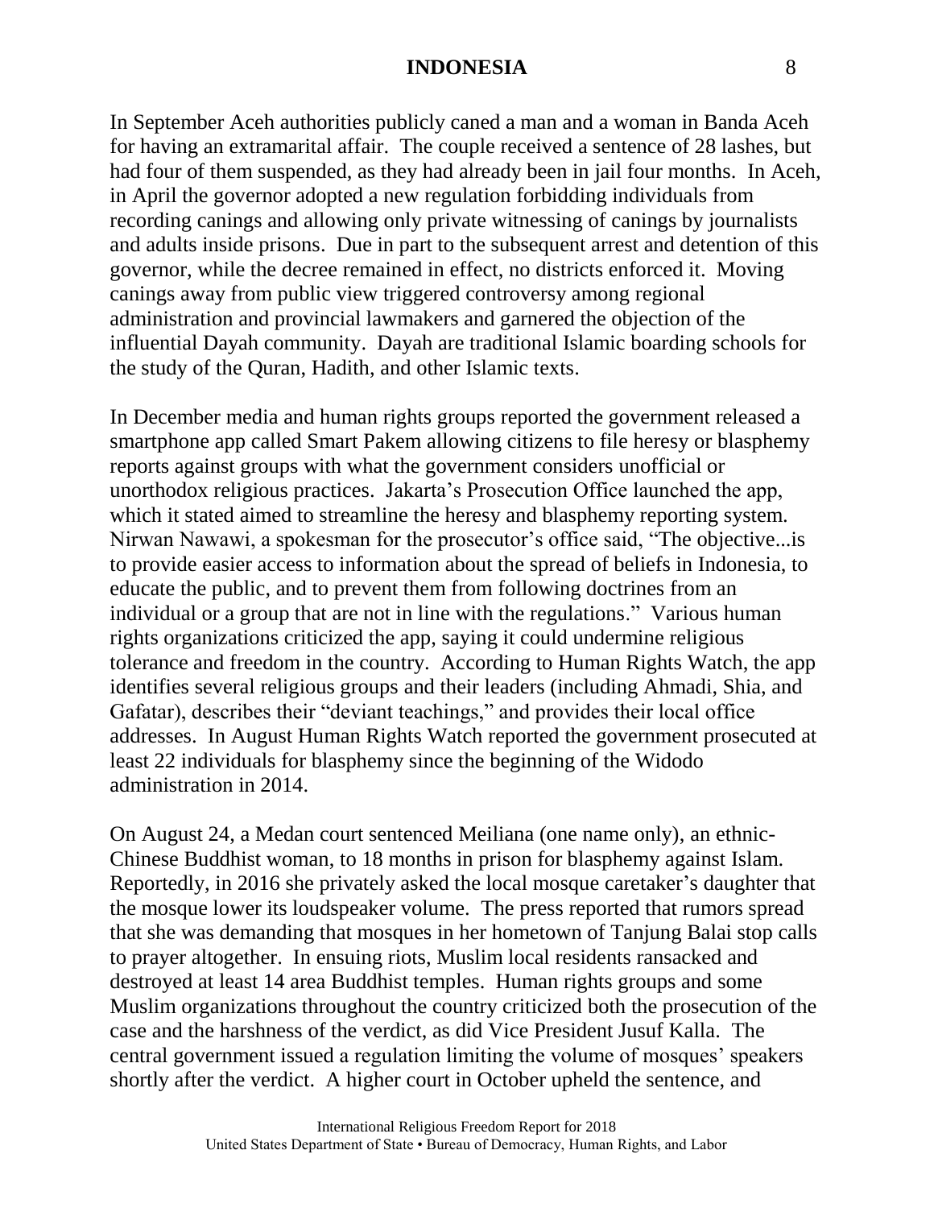In September Aceh authorities publicly caned a man and a woman in Banda Aceh for having an extramarital affair. The couple received a sentence of 28 lashes, but had four of them suspended, as they had already been in jail four months. In Aceh, in April the governor adopted a new regulation forbidding individuals from recording canings and allowing only private witnessing of canings by journalists and adults inside prisons. Due in part to the subsequent arrest and detention of this governor, while the decree remained in effect, no districts enforced it. Moving canings away from public view triggered controversy among regional administration and provincial lawmakers and garnered the objection of the influential Dayah community. Dayah are traditional Islamic boarding schools for the study of the Quran, Hadith, and other Islamic texts.

In December media and human rights groups reported the government released a smartphone app called Smart Pakem allowing citizens to file heresy or blasphemy reports against groups with what the government considers unofficial or unorthodox religious practices. Jakarta's Prosecution Office launched the app, which it stated aimed to streamline the heresy and blasphemy reporting system. Nirwan Nawawi, a spokesman for the prosecutor's office said, "The objective...is to provide easier access to information about the spread of beliefs in Indonesia, to educate the public, and to prevent them from following doctrines from an individual or a group that are not in line with the regulations." Various human rights organizations criticized the app, saying it could undermine religious tolerance and freedom in the country. According to Human Rights Watch, the app identifies several religious groups and their leaders (including Ahmadi, Shia, and Gafatar), describes their "deviant teachings," and provides their local office addresses. In August Human Rights Watch reported the government prosecuted at least 22 individuals for blasphemy since the beginning of the Widodo administration in 2014.

On August 24, a Medan court sentenced Meiliana (one name only), an ethnic-Chinese Buddhist woman, to 18 months in prison for blasphemy against Islam. Reportedly, in 2016 she privately asked the local mosque caretaker's daughter that the mosque lower its loudspeaker volume. The press reported that rumors spread that she was demanding that mosques in her hometown of Tanjung Balai stop calls to prayer altogether. In ensuing riots, Muslim local residents ransacked and destroyed at least 14 area Buddhist temples. Human rights groups and some Muslim organizations throughout the country criticized both the prosecution of the case and the harshness of the verdict, as did Vice President Jusuf Kalla. The central government issued a regulation limiting the volume of mosques' speakers shortly after the verdict. A higher court in October upheld the sentence, and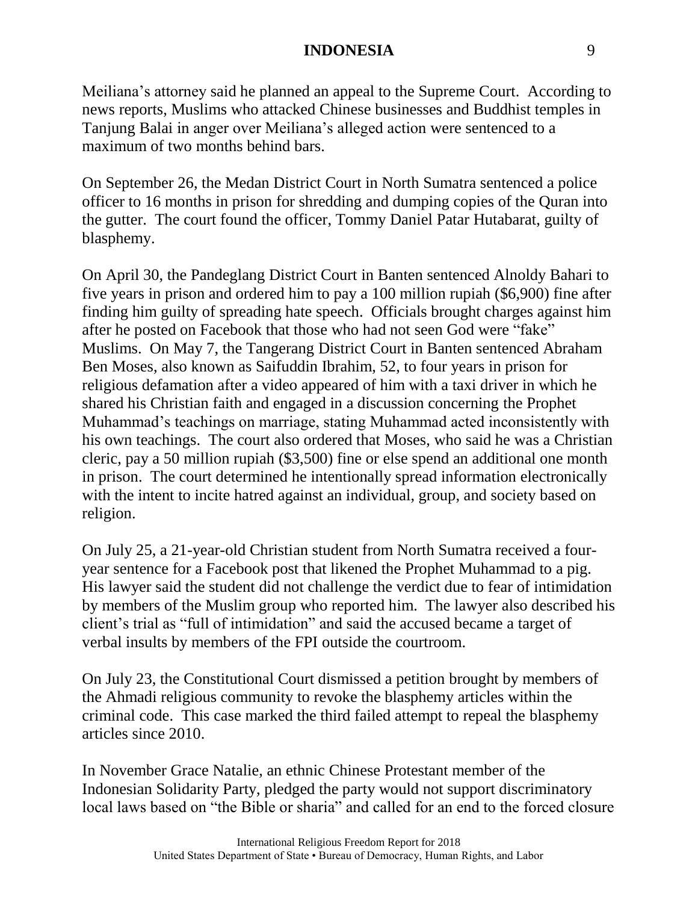Meiliana's attorney said he planned an appeal to the Supreme Court. According to news reports, Muslims who attacked Chinese businesses and Buddhist temples in Tanjung Balai in anger over Meiliana's alleged action were sentenced to a maximum of two months behind bars.

On September 26, the Medan District Court in North Sumatra sentenced a police officer to 16 months in prison for shredding and dumping copies of the Quran into the gutter. The court found the officer, Tommy Daniel Patar Hutabarat, guilty of blasphemy.

On April 30, the Pandeglang District Court in Banten sentenced Alnoldy Bahari to five years in prison and ordered him to pay a 100 million rupiah ($6,900) fine after finding him guilty of spreading hate speech. Officials brought charges against him after he posted on Facebook that those who had not seen God were "fake" Muslims. On May 7, the Tangerang District Court in Banten sentenced Abraham Ben Moses, also known as Saifuddin Ibrahim, 52, to four years in prison for religious defamation after a video appeared of him with a taxi driver in which he shared his Christian faith and engaged in a discussion concerning the Prophet Muhammad's teachings on marriage, stating Muhammad acted inconsistently with his own teachings. The court also ordered that Moses, who said he was a Christian cleric, pay a 50 million rupiah ($3,500) fine or else spend an additional one month in prison. The court determined he intentionally spread information electronically with the intent to incite hatred against an individual, group, and society based on religion.

On July 25, a 21-year-old Christian student from North Sumatra received a four-year sentence for a Facebook post that likened the Prophet Muhammad to a pig. His lawyer said the student did not challenge the verdict due to fear of intimidation by members of the Muslim group who reported him. The lawyer also described his client's trial as "full of intimidation" and said the accused became a target of verbal insults by members of the FPI outside the courtroom.

On July 23, the Constitutional Court dismissed a petition brought by members of the Ahmadi religious community to revoke the blasphemy articles within the criminal code. This case marked the third failed attempt to repeal the blasphemy articles since 2010.

In November Grace Natalie, an ethnic Chinese Protestant member of the Indonesian Solidarity Party, pledged the party would not support discriminatory local laws based on "the Bible or sharia" and called for an end to the forced closure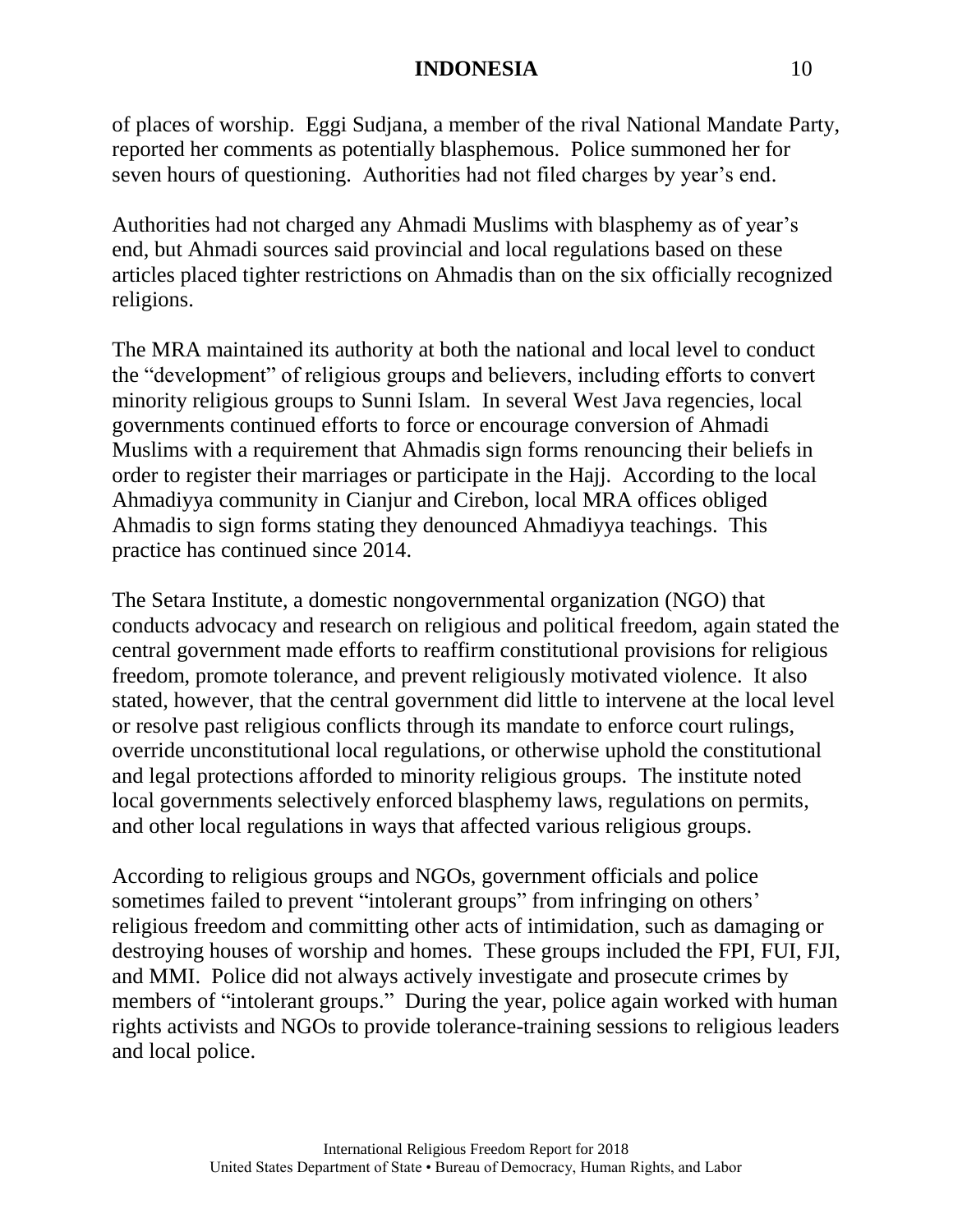of places of worship. Eggi Sudjana, a member of the rival National Mandate Party, reported her comments as potentially blasphemous. Police summoned her for seven hours of questioning. Authorities had not filed charges by year's end.

Authorities had not charged any Ahmadi Muslims with blasphemy as of year's end, but Ahmadi sources said provincial and local regulations based on these articles placed tighter restrictions on Ahmadis than on the six officially recognized religions.

The MRA maintained its authority at both the national and local level to conduct the "development" of religious groups and believers, including efforts to convert minority religious groups to Sunni Islam. In several West Java regencies, local governments continued efforts to force or encourage conversion of Ahmadi Muslims with a requirement that Ahmadis sign forms renouncing their beliefs in order to register their marriages or participate in the Hajj. According to the local Ahmadiyya community in Cianjur and Cirebon, local MRA offices obliged Ahmadis to sign forms stating they denounced Ahmadiyya teachings. This practice has continued since 2014.

The Setara Institute, a domestic nongovernmental organization (NGO) that conducts advocacy and research on religious and political freedom, again stated the central government made efforts to reaffirm constitutional provisions for religious freedom, promote tolerance, and prevent religiously motivated violence. It also stated, however, that the central government did little to intervene at the local level or resolve past religious conflicts through its mandate to enforce court rulings, override unconstitutional local regulations, or otherwise uphold the constitutional and legal protections afforded to minority religious groups. The institute noted local governments selectively enforced blasphemy laws, regulations on permits, and other local regulations in ways that affected various religious groups.

According to religious groups and NGOs, government officials and police sometimes failed to prevent "intolerant groups" from infringing on others' religious freedom and committing other acts of intimidation, such as damaging or destroying houses of worship and homes. These groups included the FPI, FUI, FJI, and MMI. Police did not always actively investigate and prosecute crimes by members of "intolerant groups." During the year, police again worked with human rights activists and NGOs to provide tolerance-training sessions to religious leaders and local police.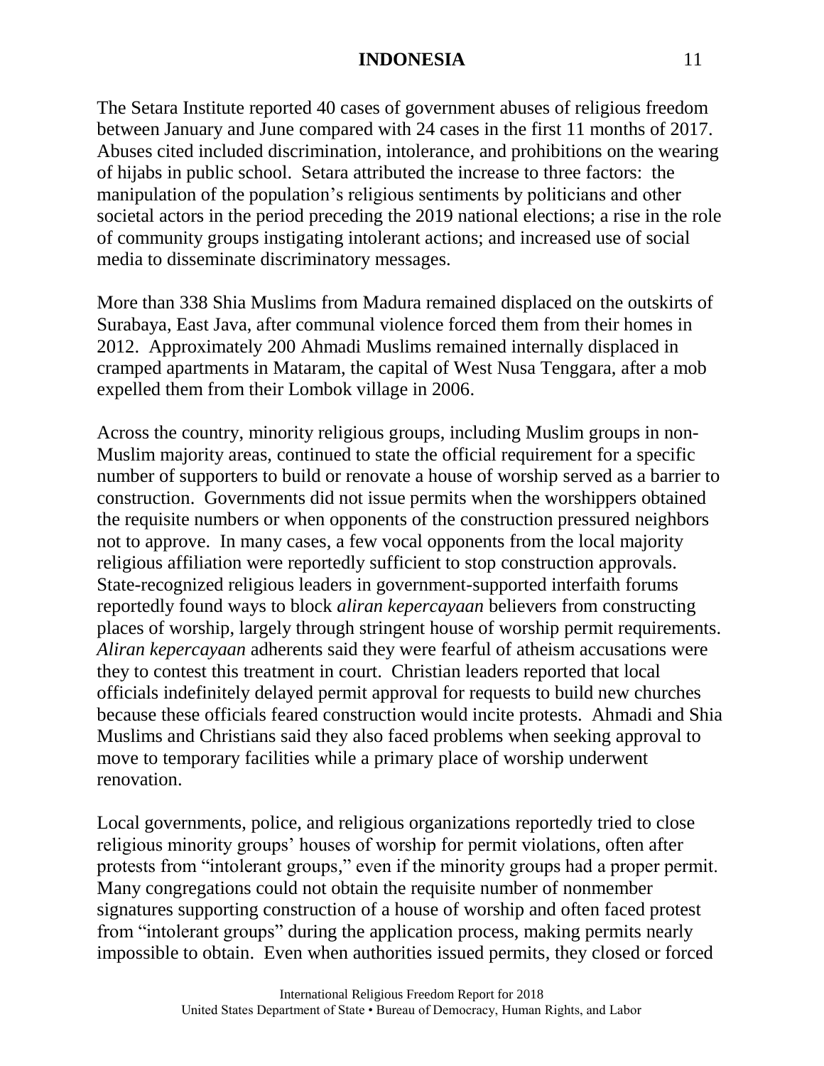The Setara Institute reported 40 cases of government abuses of religious freedom between January and June compared with 24 cases in the first 11 months of 2017. Abuses cited included discrimination, intolerance, and prohibitions on the wearing of hijabs in public school. Setara attributed the increase to three factors: the manipulation of the population's religious sentiments by politicians and other societal actors in the period preceding the 2019 national elections; a rise in the role of community groups instigating intolerant actions; and increased use of social media to disseminate discriminatory messages.

More than 338 Shia Muslims from Madura remained displaced on the outskirts of Surabaya, East Java, after communal violence forced them from their homes in 2012. Approximately 200 Ahmadi Muslims remained internally displaced in cramped apartments in Mataram, the capital of West Nusa Tenggara, after a mob expelled them from their Lombok village in 2006.

Across the country, minority religious groups, including Muslim groups in non-Muslim majority areas, continued to state the official requirement for a specific number of supporters to build or renovate a house of worship served as a barrier to construction. Governments did not issue permits when the worshippers obtained the requisite numbers or when opponents of the construction pressured neighbors not to approve. In many cases, a few vocal opponents from the local majority religious affiliation were reportedly sufficient to stop construction approvals. State-recognized religious leaders in government-supported interfaith forums reportedly found ways to block *aliran kepercayaan* believers from constructing places of worship, largely through stringent house of worship permit requirements. *Aliran kepercayaan* adherents said they were fearful of atheism accusations were they to contest this treatment in court. Christian leaders reported that local officials indefinitely delayed permit approval for requests to build new churches because these officials feared construction would incite protests. Ahmadi and Shia Muslims and Christians said they also faced problems when seeking approval to move to temporary facilities while a primary place of worship underwent renovation.

Local governments, police, and religious organizations reportedly tried to close religious minority groups' houses of worship for permit violations, often after protests from "intolerant groups," even if the minority groups had a proper permit. Many congregations could not obtain the requisite number of nonmember signatures supporting construction of a house of worship and often faced protest from "intolerant groups" during the application process, making permits nearly impossible to obtain. Even when authorities issued permits, they closed or forced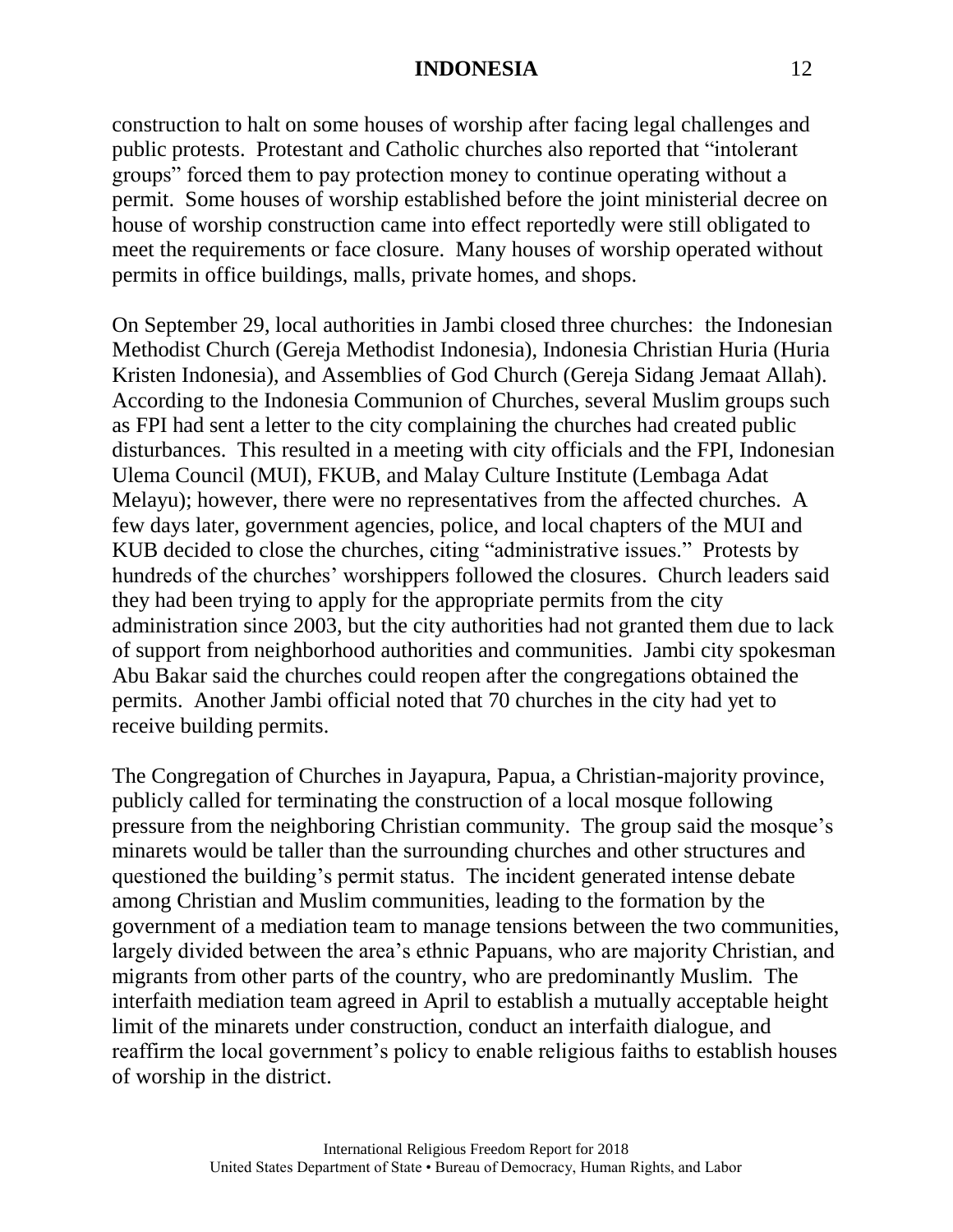construction to halt on some houses of worship after facing legal challenges and public protests. Protestant and Catholic churches also reported that "intolerant groups" forced them to pay protection money to continue operating without a permit. Some houses of worship established before the joint ministerial decree on house of worship construction came into effect reportedly were still obligated to meet the requirements or face closure. Many houses of worship operated without permits in office buildings, malls, private homes, and shops.

On September 29, local authorities in Jambi closed three churches: the Indonesian Methodist Church (Gereja Methodist Indonesia), Indonesia Christian Huria (Huria Kristen Indonesia), and Assemblies of God Church (Gereja Sidang Jemaat Allah). According to the Indonesia Communion of Churches, several Muslim groups such as FPI had sent a letter to the city complaining the churches had created public disturbances. This resulted in a meeting with city officials and the FPI, Indonesian Ulema Council (MUI), FKUB, and Malay Culture Institute (Lembaga Adat Melayu); however, there were no representatives from the affected churches. A few days later, government agencies, police, and local chapters of the MUI and KUB decided to close the churches, citing "administrative issues." Protests by hundreds of the churches' worshippers followed the closures. Church leaders said they had been trying to apply for the appropriate permits from the city administration since 2003, but the city authorities had not granted them due to lack of support from neighborhood authorities and communities. Jambi city spokesman Abu Bakar said the churches could reopen after the congregations obtained the permits. Another Jambi official noted that 70 churches in the city had yet to receive building permits.

The Congregation of Churches in Jayapura, Papua, a Christian-majority province, publicly called for terminating the construction of a local mosque following pressure from the neighboring Christian community. The group said the mosque's minarets would be taller than the surrounding churches and other structures and questioned the building's permit status. The incident generated intense debate among Christian and Muslim communities, leading to the formation by the government of a mediation team to manage tensions between the two communities, largely divided between the area's ethnic Papuans, who are majority Christian, and migrants from other parts of the country, who are predominantly Muslim. The interfaith mediation team agreed in April to establish a mutually acceptable height limit of the minarets under construction, conduct an interfaith dialogue, and reaffirm the local government's policy to enable religious faiths to establish houses of worship in the district.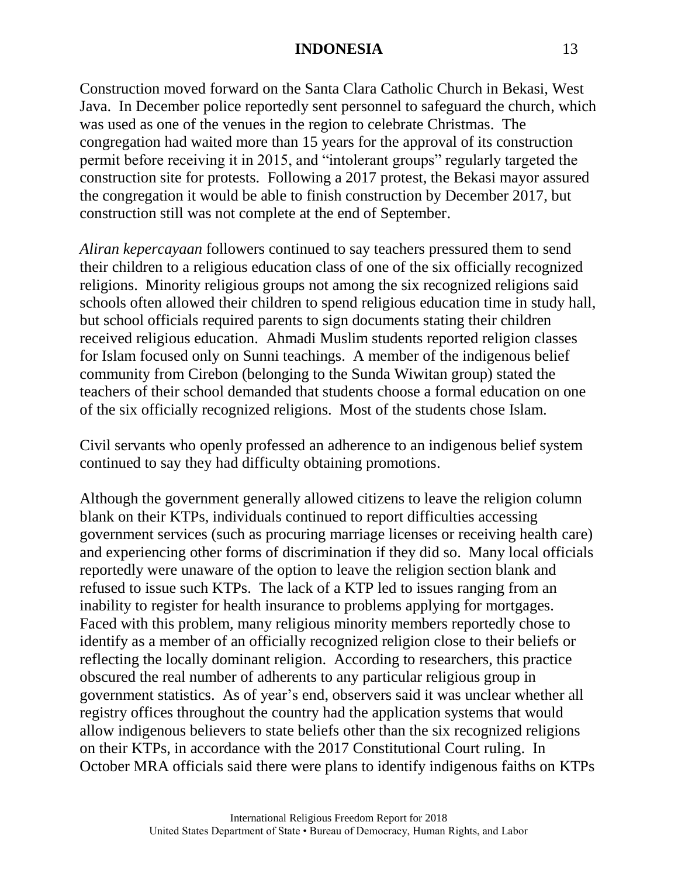Construction moved forward on the Santa Clara Catholic Church in Bekasi, West Java. In December police reportedly sent personnel to safeguard the church, which was used as one of the venues in the region to celebrate Christmas. The congregation had waited more than 15 years for the approval of its construction permit before receiving it in 2015, and "intolerant groups" regularly targeted the construction site for protests. Following a 2017 protest, the Bekasi mayor assured the congregation it would be able to finish construction by December 2017, but construction still was not complete at the end of September.

*Aliran kepercayaan* followers continued to say teachers pressured them to send their children to a religious education class of one of the six officially recognized religions. Minority religious groups not among the six recognized religions said schools often allowed their children to spend religious education time in study hall, but school officials required parents to sign documents stating their children received religious education. Ahmadi Muslim students reported religion classes for Islam focused only on Sunni teachings. A member of the indigenous belief community from Cirebon (belonging to the Sunda Wiwitan group) stated the teachers of their school demanded that students choose a formal education on one of the six officially recognized religions. Most of the students chose Islam.

Civil servants who openly professed an adherence to an indigenous belief system continued to say they had difficulty obtaining promotions.

Although the government generally allowed citizens to leave the religion column blank on their KTPs, individuals continued to report difficulties accessing government services (such as procuring marriage licenses or receiving health care) and experiencing other forms of discrimination if they did so. Many local officials reportedly were unaware of the option to leave the religion section blank and refused to issue such KTPs. The lack of a KTP led to issues ranging from an inability to register for health insurance to problems applying for mortgages. Faced with this problem, many religious minority members reportedly chose to identify as a member of an officially recognized religion close to their beliefs or reflecting the locally dominant religion. According to researchers, this practice obscured the real number of adherents to any particular religious group in government statistics. As of year's end, observers said it was unclear whether all registry offices throughout the country had the application systems that would allow indigenous believers to state beliefs other than the six recognized religions on their KTPs, in accordance with the 2017 Constitutional Court ruling. In October MRA officials said there were plans to identify indigenous faiths on KTPs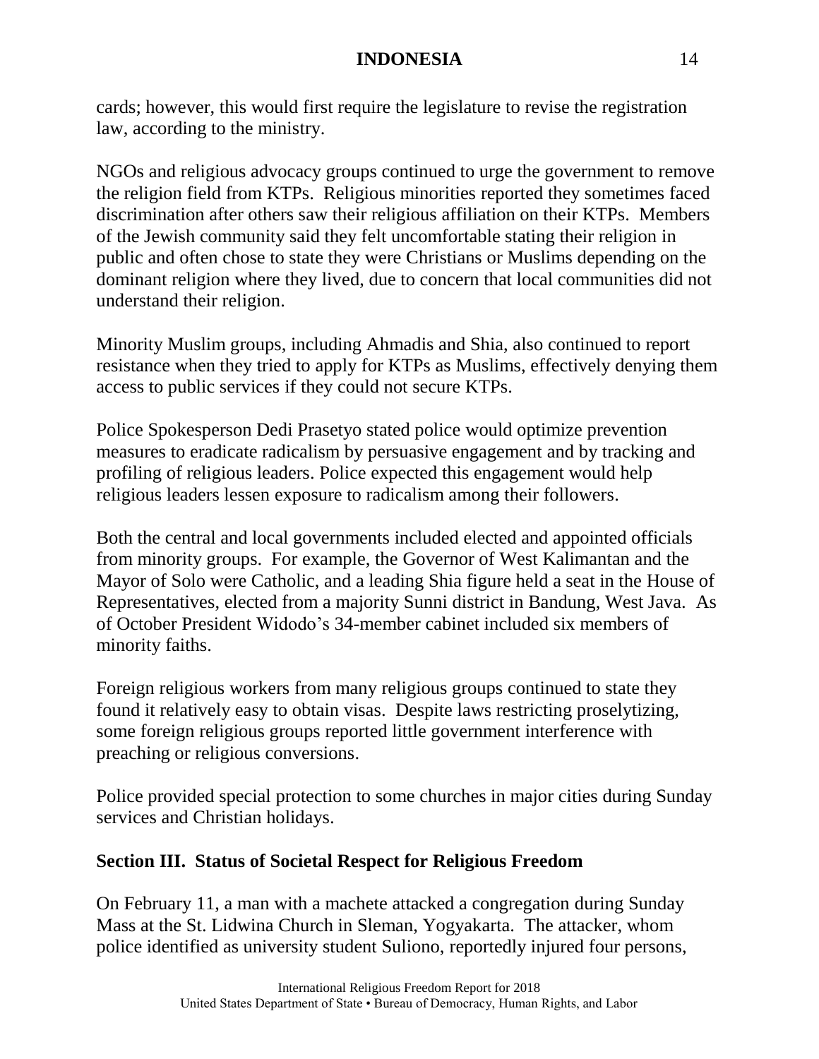cards; however, this would first require the legislature to revise the registration law, according to the ministry.

NGOs and religious advocacy groups continued to urge the government to remove the religion field from KTPs. Religious minorities reported they sometimes faced discrimination after others saw their religious affiliation on their KTPs. Members of the Jewish community said they felt uncomfortable stating their religion in public and often chose to state they were Christians or Muslims depending on the dominant religion where they lived, due to concern that local communities did not understand their religion.

Minority Muslim groups, including Ahmadis and Shia, also continued to report resistance when they tried to apply for KTPs as Muslims, effectively denying them access to public services if they could not secure KTPs.

Police Spokesperson Dedi Prasetyo stated police would optimize prevention measures to eradicate radicalism by persuasive engagement and by tracking and profiling of religious leaders. Police expected this engagement would help religious leaders lessen exposure to radicalism among their followers.

Both the central and local governments included elected and appointed officials from minority groups. For example, the Governor of West Kalimantan and the Mayor of Solo were Catholic, and a leading Shia figure held a seat in the House of Representatives, elected from a majority Sunni district in Bandung, West Java. As of October President Widodo's 34-member cabinet included six members of minority faiths.

Foreign religious workers from many religious groups continued to state they found it relatively easy to obtain visas. Despite laws restricting proselytizing, some foreign religious groups reported little government interference with preaching or religious conversions.

Police provided special protection to some churches in major cities during Sunday services and Christian holidays.

## Section III. Status of Societal Respect for Religious Freedom

On February 11, a man with a machete attacked a congregation during Sunday Mass at the St. Lidwina Church in Sleman, Yogyakarta. The attacker, whom police identified as university student Suliono, reportedly injured four persons,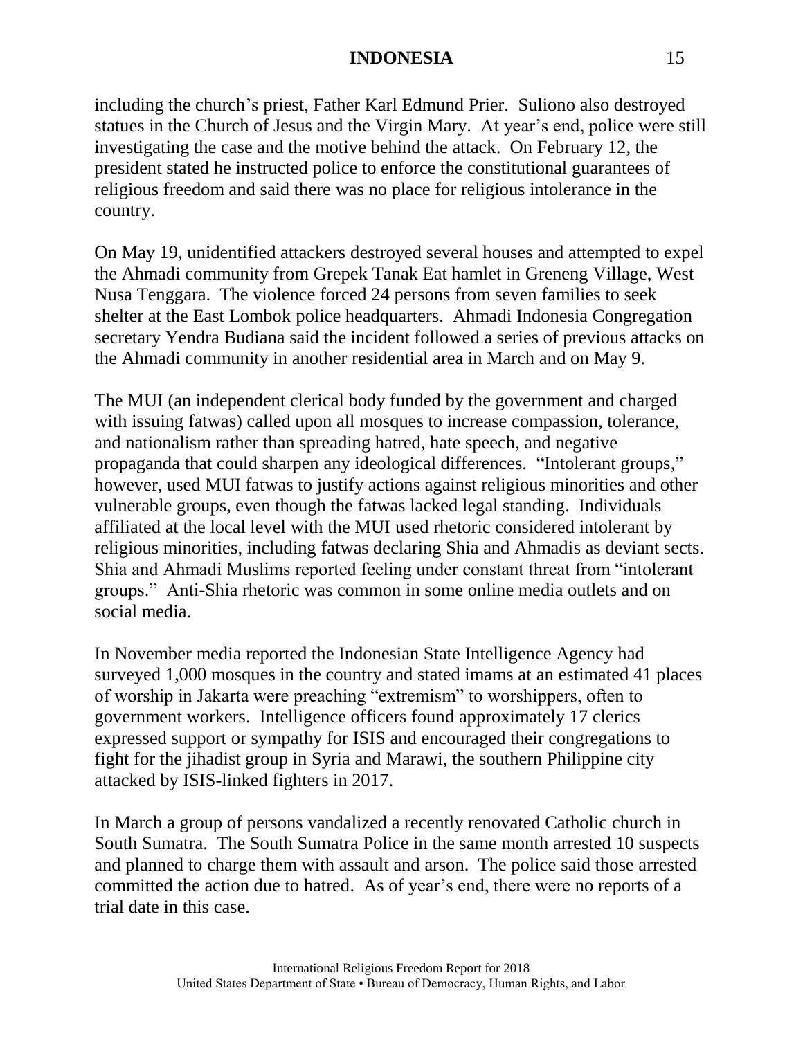including the church's priest, Father Karl Edmund Prier. Suliono also destroyed statues in the Church of Jesus and the Virgin Mary. At year's end, police were still investigating the case and the motive behind the attack. On February 12, the president stated he instructed police to enforce the constitutional guarantees of religious freedom and said there was no place for religious intolerance in the country.

On May 19, unidentified attackers destroyed several houses and attempted to expel the Ahmadi community from Grepek Tanak Eat hamlet in Greneng Village, West Nusa Tenggara. The violence forced 24 persons from seven families to seek shelter at the East Lombok police headquarters. Ahmadi Indonesia Congregation secretary Yendra Budiana said the incident followed a series of previous attacks on the Ahmadi community in another residential area in March and on May 9.

The MUI (an independent clerical body funded by the government and charged with issuing fatwas) called upon all mosques to increase compassion, tolerance, and nationalism rather than spreading hatred, hate speech, and negative propaganda that could sharpen any ideological differences. "Intolerant groups," however, used MUI fatwas to justify actions against religious minorities and other vulnerable groups, even though the fatwas lacked legal standing. Individuals affiliated at the local level with the MUI used rhetoric considered intolerant by religious minorities, including fatwas declaring Shia and Ahmadis as deviant sects. Shia and Ahmadi Muslims reported feeling under constant threat from "intolerant groups." Anti-Shia rhetoric was common in some online media outlets and on social media.

In November media reported the Indonesian State Intelligence Agency had surveyed 1,000 mosques in the country and stated imams at an estimated 41 places of worship in Jakarta were preaching "extremism" to worshippers, often to government workers. Intelligence officers found approximately 17 clerics expressed support or sympathy for ISIS and encouraged their congregations to fight for the jihadist group in Syria and Marawi, the southern Philippine city attacked by ISIS-linked fighters in 2017.

In March a group of persons vandalized a recently renovated Catholic church in South Sumatra. The South Sumatra Police in the same month arrested 10 suspects and planned to charge them with assault and arson. The police said those arrested committed the action due to hatred. As of year's end, there were no reports of a trial date in this case.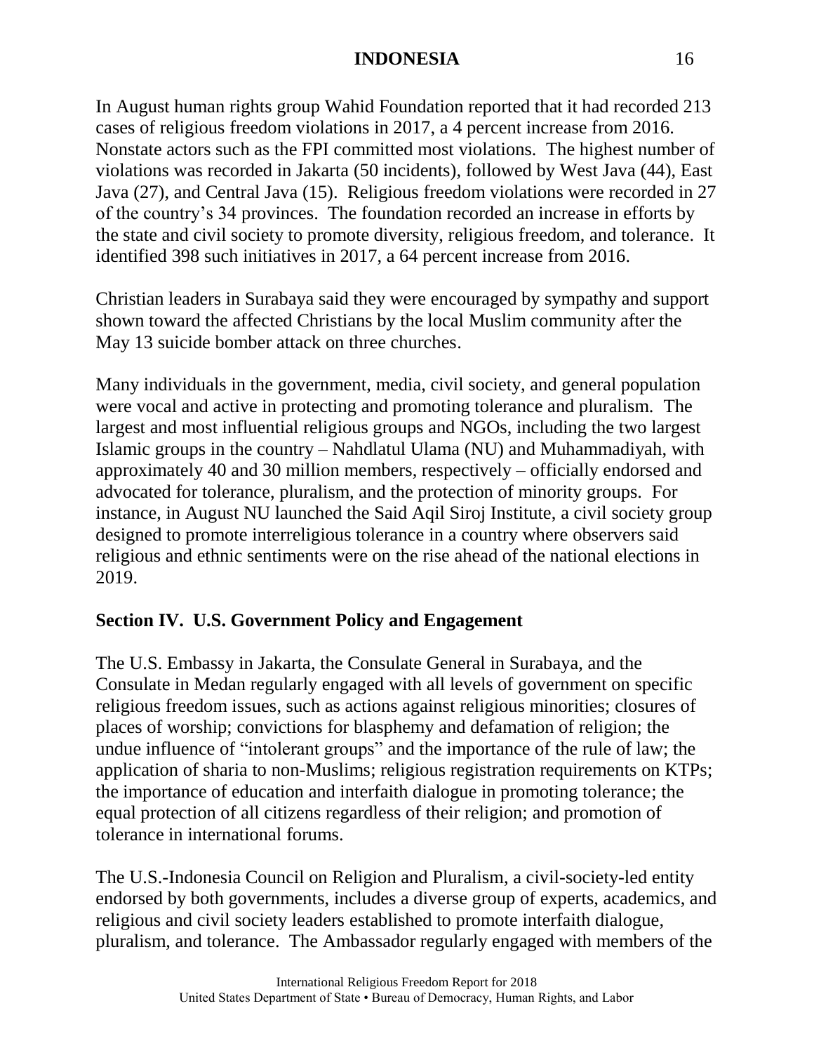In August human rights group Wahid Foundation reported that it had recorded 213 cases of religious freedom violations in 2017, a 4 percent increase from 2016. Nonstate actors such as the FPI committed most violations. The highest number of violations was recorded in Jakarta (50 incidents), followed by West Java (44), East Java (27), and Central Java (15). Religious freedom violations were recorded in 27 of the country's 34 provinces. The foundation recorded an increase in efforts by the state and civil society to promote diversity, religious freedom, and tolerance. It identified 398 such initiatives in 2017, a 64 percent increase from 2016.

Christian leaders in Surabaya said they were encouraged by sympathy and support shown toward the affected Christians by the local Muslim community after the May 13 suicide bomber attack on three churches.

Many individuals in the government, media, civil society, and general population were vocal and active in protecting and promoting tolerance and pluralism. The largest and most influential religious groups and NGOs, including the two largest Islamic groups in the country – Nahdlatul Ulama (NU) and Muhammadiyah, with approximately 40 and 30 million members, respectively – officially endorsed and advocated for tolerance, pluralism, and the protection of minority groups. For instance, in August NU launched the Said Aqil Siroj Institute, a civil society group designed to promote interreligious tolerance in a country where observers said religious and ethnic sentiments were on the rise ahead of the national elections in 2019.

## Section IV. U.S. Government Policy and Engagement

The U.S. Embassy in Jakarta, the Consulate General in Surabaya, and the Consulate in Medan regularly engaged with all levels of government on specific religious freedom issues, such as actions against religious minorities; closures of places of worship; convictions for blasphemy and defamation of religion; the undue influence of "intolerant groups" and the importance of the rule of law; the application of sharia to non-Muslims; religious registration requirements on KTPs; the importance of education and interfaith dialogue in promoting tolerance; the equal protection of all citizens regardless of their religion; and promotion of tolerance in international forums.

The U.S.-Indonesia Council on Religion and Pluralism, a civil-society-led entity endorsed by both governments, includes a diverse group of experts, academics, and religious and civil society leaders established to promote interfaith dialogue, pluralism, and tolerance. The Ambassador regularly engaged with members of the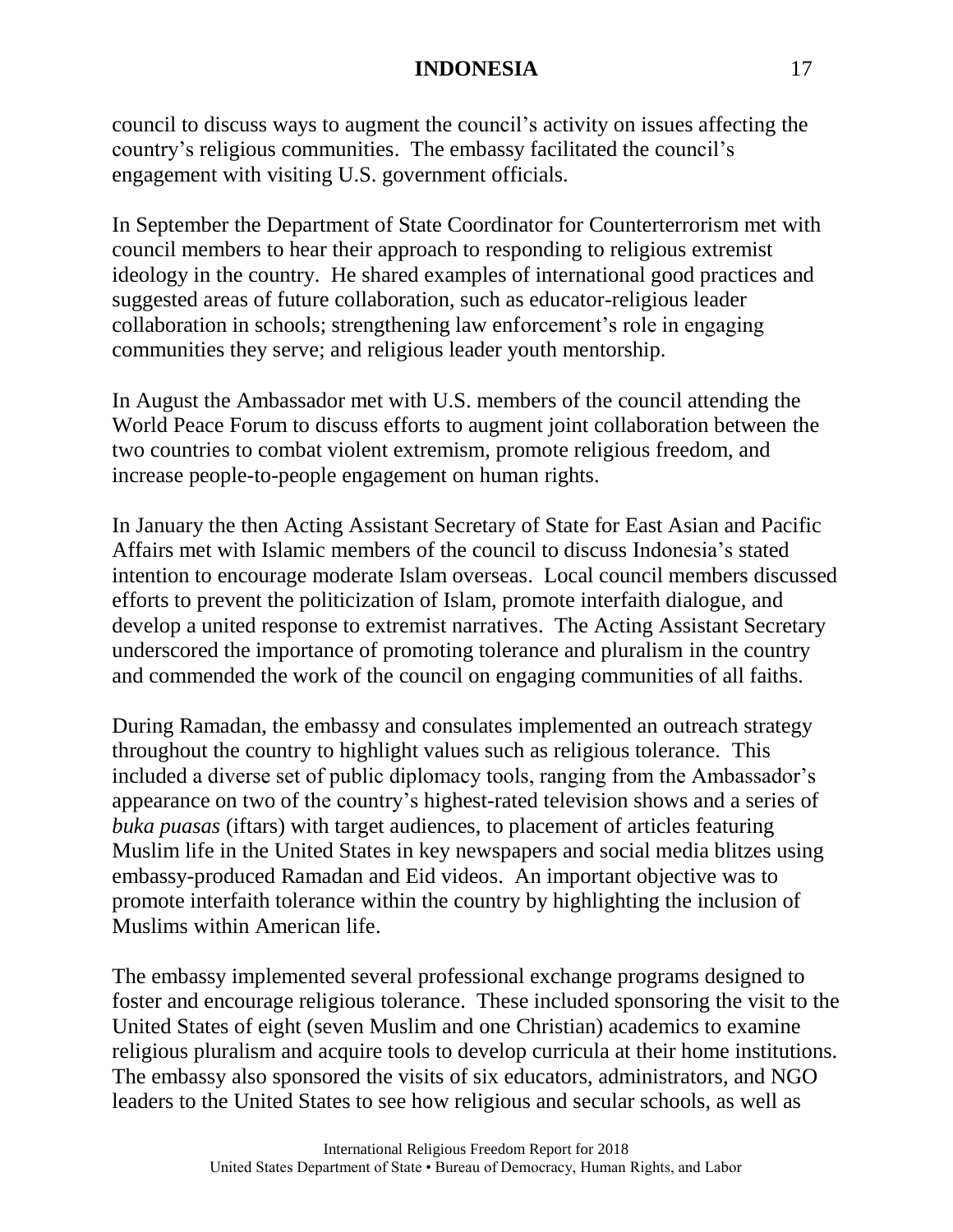council to discuss ways to augment the council's activity on issues affecting the country's religious communities. The embassy facilitated the council's engagement with visiting U.S. government officials.

In September the Department of State Coordinator for Counterterrorism met with council members to hear their approach to responding to religious extremist ideology in the country. He shared examples of international good practices and suggested areas of future collaboration, such as educator-religious leader collaboration in schools; strengthening law enforcement's role in engaging communities they serve; and religious leader youth mentorship.

In August the Ambassador met with U.S. members of the council attending the World Peace Forum to discuss efforts to augment joint collaboration between the two countries to combat violent extremism, promote religious freedom, and increase people-to-people engagement on human rights.

In January the then Acting Assistant Secretary of State for East Asian and Pacific Affairs met with Islamic members of the council to discuss Indonesia's stated intention to encourage moderate Islam overseas. Local council members discussed efforts to prevent the politicization of Islam, promote interfaith dialogue, and develop a united response to extremist narratives. The Acting Assistant Secretary underscored the importance of promoting tolerance and pluralism in the country and commended the work of the council on engaging communities of all faiths.

During Ramadan, the embassy and consulates implemented an outreach strategy throughout the country to highlight values such as religious tolerance. This included a diverse set of public diplomacy tools, ranging from the Ambassador's appearance on two of the country's highest-rated television shows and a series of *buka puasas* (iftars) with target audiences, to placement of articles featuring Muslim life in the United States in key newspapers and social media blitzes using embassy-produced Ramadan and Eid videos. An important objective was to promote interfaith tolerance within the country by highlighting the inclusion of Muslims within American life.

The embassy implemented several professional exchange programs designed to foster and encourage religious tolerance. These included sponsoring the visit to the United States of eight (seven Muslim and one Christian) academics to examine religious pluralism and acquire tools to develop curricula at their home institutions. The embassy also sponsored the visits of six educators, administrators, and NGO leaders to the United States to see how religious and secular schools, as well as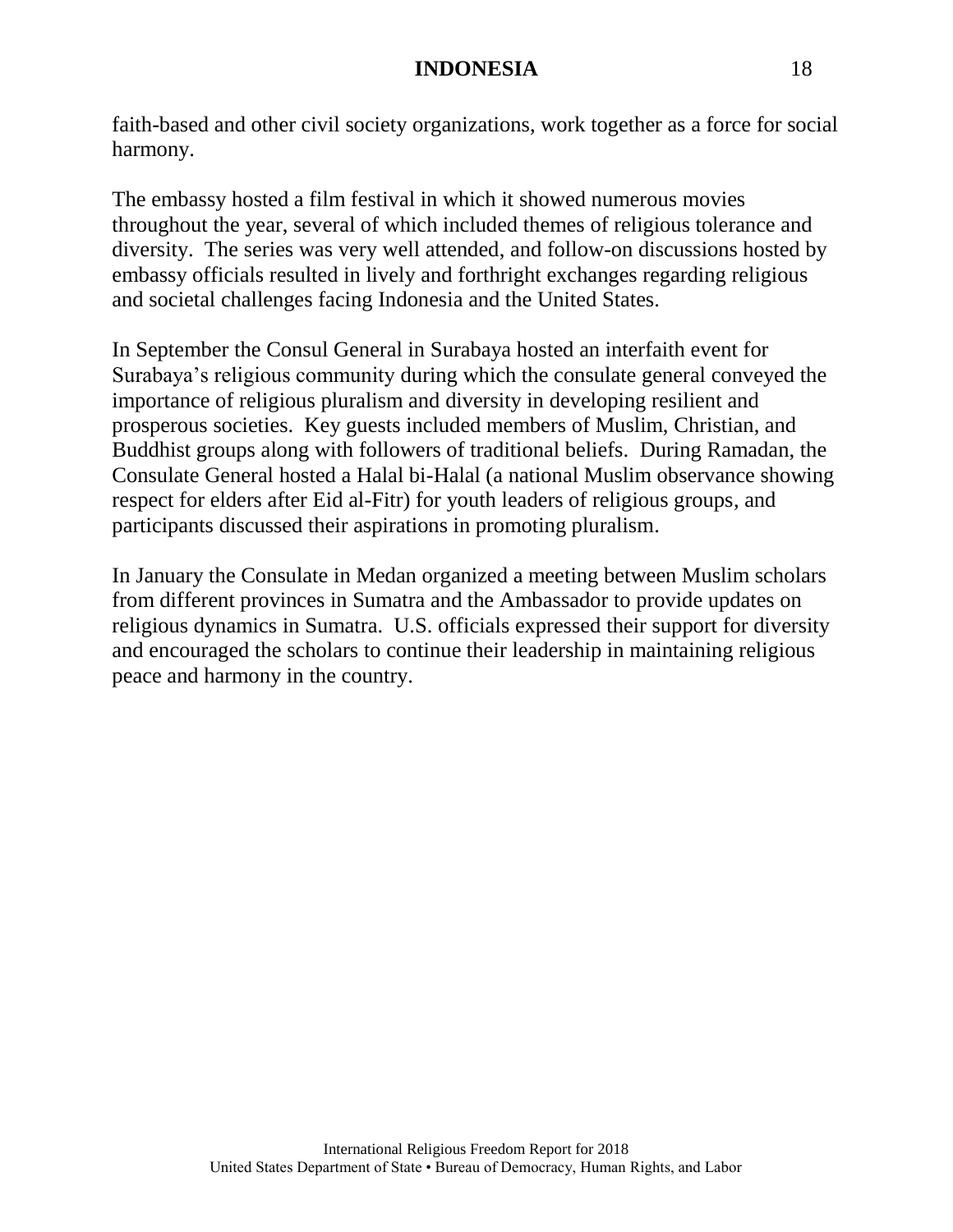faith-based and other civil society organizations, work together as a force for social harmony.

The embassy hosted a film festival in which it showed numerous movies throughout the year, several of which included themes of religious tolerance and diversity. The series was very well attended, and follow-on discussions hosted by embassy officials resulted in lively and forthright exchanges regarding religious and societal challenges facing Indonesia and the United States.

In September the Consul General in Surabaya hosted an interfaith event for Surabaya's religious community during which the consulate general conveyed the importance of religious pluralism and diversity in developing resilient and prosperous societies. Key guests included members of Muslim, Christian, and Buddhist groups along with followers of traditional beliefs. During Ramadan, the Consulate General hosted a Halal bi-Halal (a national Muslim observance showing respect for elders after Eid al-Fitr) for youth leaders of religious groups, and participants discussed their aspirations in promoting pluralism.

In January the Consulate in Medan organized a meeting between Muslim scholars from different provinces in Sumatra and the Ambassador to provide updates on religious dynamics in Sumatra. U.S. officials expressed their support for diversity and encouraged the scholars to continue their leadership in maintaining religious peace and harmony in the country.